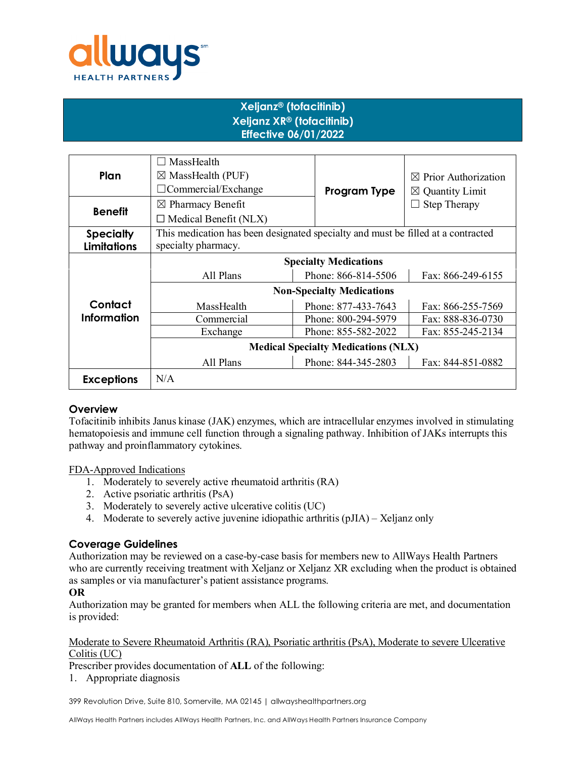# Xeljanz® (tofacitinib)
# Xeljanz XR® (tofacitinib)
# Effective 06/01/2022

| | | | |
|---|---|---|---|
| **Plan** | ☐ MassHealth<br>☒ MassHealth (PUF)<br>☐Commercial/Exchange | **Program Type** | ☒ Prior Authorization<br>☒ Quantity Limit<br>☐ Step Therapy |
| **Benefit** | ☒ Pharmacy Benefit<br>☐ Medical Benefit (NLX) | | |
| **Specialty Limitations** | This medication has been designated specialty and must be filled at a contracted specialty pharmacy. | | |

| **Contact Information** | | | |
|---|---|---|---|
| | **Specialty Medications** | | |
| | All Plans | Phone: 866-814-5506 | Fax: 866-249-6155 |
| | **Non-Specialty Medications** | | |
| | MassHealth | Phone: 877-433-7643 | Fax: 866-255-7569 |
| | Commercial | Phone: 800-294-5979 | Fax: 888-836-0730 |
| | Exchange | Phone: 855-582-2022 | Fax: 855-245-2134 |
| | **Medical Specialty Medications (NLX)** | | |
| | All Plans | Phone: 844-345-2803 | Fax: 844-851-0882 |
| **Exceptions** | N/A | | |

## Overview

Tofacitinib inhibits Janus kinase (JAK) enzymes, which are intracellular enzymes involved in stimulating hematopoiesis and immune cell function through a signaling pathway. Inhibition of JAKs interrupts this pathway and proinflammatory cytokines.

FDA-Approved Indications

1. Moderately to severely active rheumatoid arthritis (RA)
2. Active psoriatic arthritis (PsA)
3. Moderately to severely active ulcerative colitis (UC)
4. Moderate to severely active juvenile idiopathic arthritis (pJIA) – Xeljanz only

## Coverage Guidelines

Authorization may be reviewed on a case-by-case basis for members new to AllWays Health Partners who are currently receiving treatment with Xeljanz or Xeljanz XR excluding when the product is obtained as samples or via manufacturer's patient assistance programs.

**OR**

Authorization may be granted for members when ALL the following criteria are met, and documentation is provided:

Moderate to Severe Rheumatoid Arthritis (RA), Psoriatic arthritis (PsA), Moderate to severe Ulcerative Colitis (UC)

Prescriber provides documentation of **ALL** of the following:

1. Appropriate diagnosis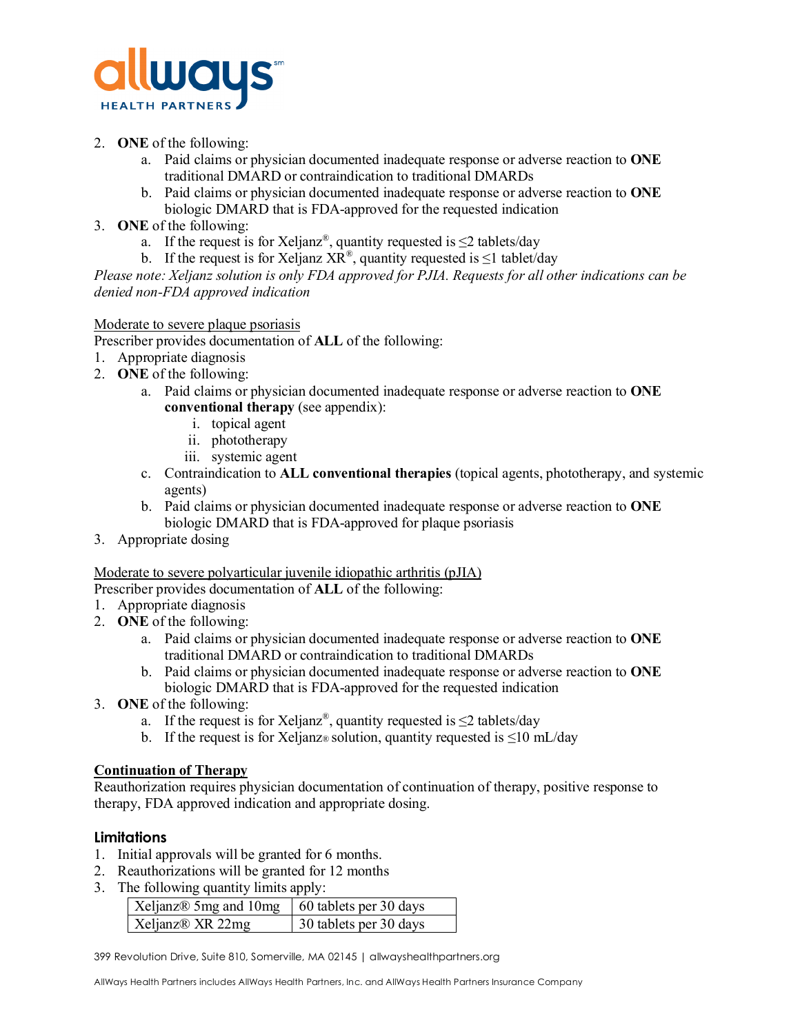2. **ONE** of the following:
    a. Paid claims or physician documented inadequate response or adverse reaction to **ONE** traditional DMARD or contraindication to traditional DMARDs
    b. Paid claims or physician documented inadequate response or adverse reaction to **ONE** biologic DMARD that is FDA-approved for the requested indication
3. **ONE** of the following:
    a. If the request is for Xeljanz®, quantity requested is ≤2 tablets/day
    b. If the request is for Xeljanz XR®, quantity requested is ≤1 tablet/day

*Please note: Xeljanz solution is only FDA approved for PJIA. Requests for all other indications can be denied non-FDA approved indication*

<u>Moderate to severe plaque psoriasis</u>
Prescriber provides documentation of **ALL** of the following:
1. Appropriate diagnosis
2. **ONE** of the following:
    a. Paid claims or physician documented inadequate response or adverse reaction to **ONE** **conventional therapy** (see appendix):
        i. topical agent
        ii. phototherapy
        iii. systemic agent
    c. Contraindication to **ALL conventional therapies** (topical agents, phototherapy, and systemic agents)
    b. Paid claims or physician documented inadequate response or adverse reaction to **ONE** biologic DMARD that is FDA-approved for plaque psoriasis
3. Appropriate dosing

<u>Moderate to severe polyarticular juvenile idiopathic arthritis (pJIA)</u>
Prescriber provides documentation of **ALL** of the following:
1. Appropriate diagnosis
2. **ONE** of the following:
    a. Paid claims or physician documented inadequate response or adverse reaction to **ONE** traditional DMARD or contraindication to traditional DMARDs
    b. Paid claims or physician documented inadequate response or adverse reaction to **ONE** biologic DMARD that is FDA-approved for the requested indication
3. **ONE** of the following:
    a. If the request is for Xeljanz®, quantity requested is ≤2 tablets/day
    b. If the request is for Xeljanz® solution, quantity requested is ≤10 mL/day

**<u>Continuation of Therapy</u>**
Reauthorization requires physician documentation of continuation of therapy, positive response to therapy, FDA approved indication and appropriate dosing.

## Limitations
1. Initial approvals will be granted for 6 months.
2. Reauthorizations will be granted for 12 months
3. The following quantity limits apply:

| Xeljanz® 5mg and 10mg | 60 tablets per 30 days |
|---|---|
| Xeljanz® XR 22mg | 30 tablets per 30 days |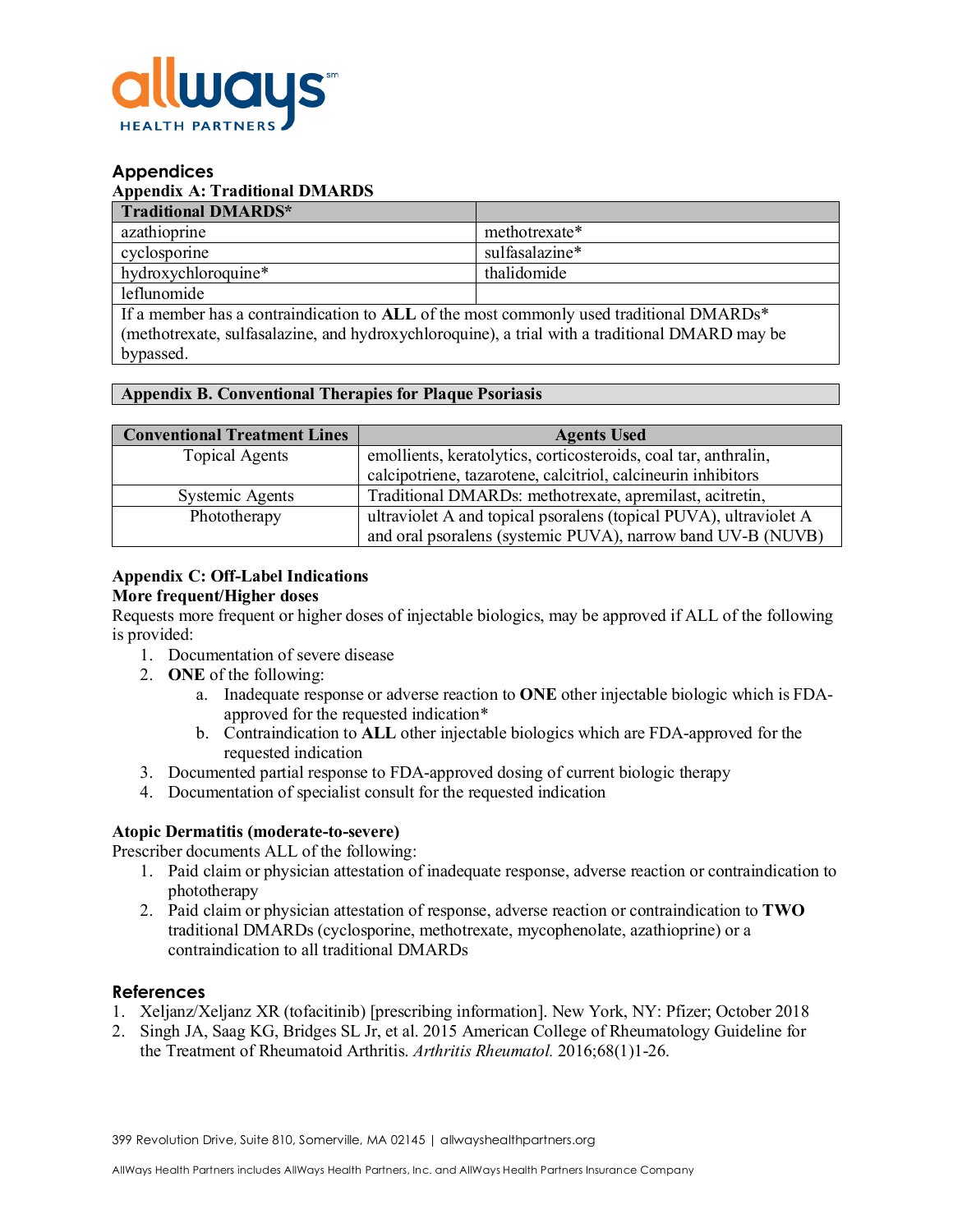## Appendices

### Appendix A: Traditional DMARDS

| Traditional DMARDS* | |
|---|---|
| azathioprine | methotrexate* |
| cyclosporine | sulfasalazine* |
| hydroxychloroquine* | thalidomide |
| leflunomide | |
| If a member has a contraindication to **ALL** of the most commonly used traditional DMARDs* (methotrexate, sulfasalazine, and hydroxychloroquine), a trial with a traditional DMARD may be bypassed. | |

### Appendix B. Conventional Therapies for Plaque Psoriasis

| Conventional Treatment Lines | Agents Used |
|---|---|
| Topical Agents | emollients, keratolytics, corticosteroids, coal tar, anthralin, calcipotriene, tazarotene, calcitriol, calcineurin inhibitors |
| Systemic Agents | Traditional DMARDs: methotrexate, apremilast, acitretin, |
| Phototherapy | ultraviolet A and topical psoralens (topical PUVA), ultraviolet A and oral psoralens (systemic PUVA), narrow band UV-B (NUVB) |

### Appendix C: Off-Label Indications

**More frequent/Higher doses**

Requests more frequent or higher doses of injectable biologics, may be approved if ALL of the following is provided:

1. Documentation of severe disease
2. **ONE** of the following:
   a. Inadequate response or adverse reaction to **ONE** other injectable biologic which is FDA-approved for the requested indication*
   b. Contraindication to **ALL** other injectable biologics which are FDA-approved for the requested indication
3. Documented partial response to FDA-approved dosing of current biologic therapy
4. Documentation of specialist consult for the requested indication

**Atopic Dermatitis (moderate-to-severe)**

Prescriber documents ALL of the following:

1. Paid claim or physician attestation of inadequate response, adverse reaction or contraindication to phototherapy
2. Paid claim or physician attestation of response, adverse reaction or contraindication to **TWO** traditional DMARDs (cyclosporine, methotrexate, mycophenolate, azathioprine) or a contraindication to all traditional DMARDs

## References

1. Xeljanz/Xeljanz XR (tofacitinib) [prescribing information]. New York, NY: Pfizer; October 2018
2. Singh JA, Saag KG, Bridges SL Jr, et al. 2015 American College of Rheumatology Guideline for the Treatment of Rheumatoid Arthritis. *Arthritis Rheumatol.* 2016;68(1)1-26.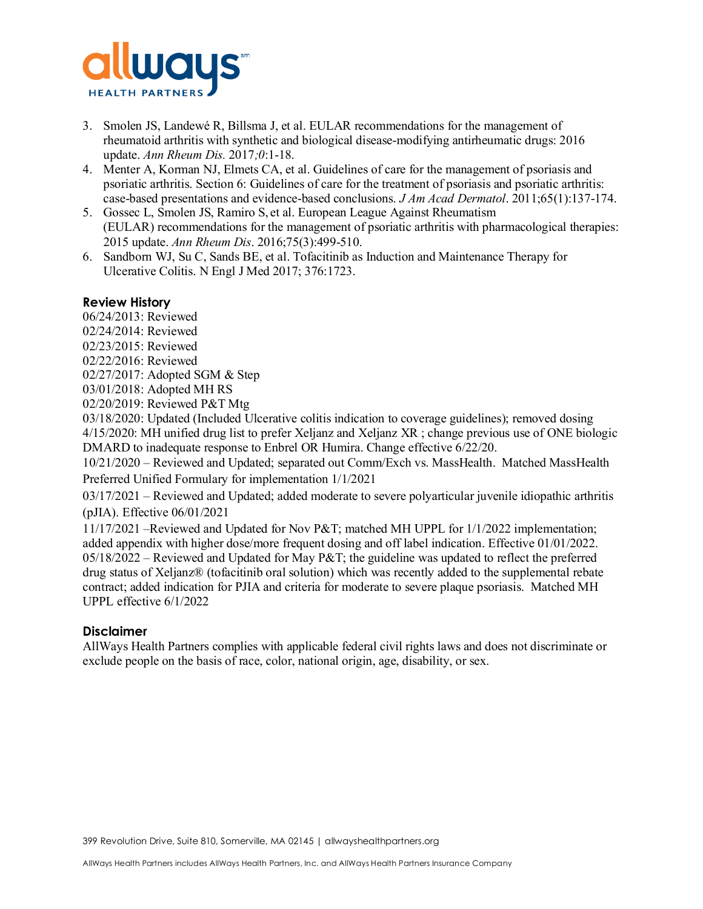3. Smolen JS, Landewé R, Billsma J, et al. EULAR recommendations for the management of rheumatoid arthritis with synthetic and biological disease-modifying antirheumatic drugs: 2016 update. *Ann Rheum Dis.* 2017*;0*:1-18.
4. Menter A, Korman NJ, Elmets CA, et al. Guidelines of care for the management of psoriasis and psoriatic arthritis. Section 6: Guidelines of care for the treatment of psoriasis and psoriatic arthritis: case-based presentations and evidence-based conclusions. *J Am Acad Dermatol*. 2011;65(1):137-174.
5. Gossec L, Smolen JS, Ramiro S, et al. European League Against Rheumatism (EULAR) recommendations for the management of psoriatic arthritis with pharmacological therapies: 2015 update. *Ann Rheum Dis*. 2016;75(3):499-510.
6. Sandborn WJ, Su C, Sands BE, et al. Tofacitinib as Induction and Maintenance Therapy for Ulcerative Colitis. N Engl J Med 2017; 376:1723.

## Review History

06/24/2013: Reviewed
02/24/2014: Reviewed
02/23/2015: Reviewed
02/22/2016: Reviewed
02/27/2017: Adopted SGM & Step
03/01/2018: Adopted MH RS
02/20/2019: Reviewed P&T Mtg
03/18/2020: Updated (Included Ulcerative colitis indication to coverage guidelines); removed dosing
4/15/2020: MH unified drug list to prefer Xeljanz and Xeljanz XR ; change previous use of ONE biologic DMARD to inadequate response to Enbrel OR Humira. Change effective 6/22/20.
10/21/2020 – Reviewed and Updated; separated out Comm/Exch vs. MassHealth. Matched MassHealth Preferred Unified Formulary for implementation 1/1/2021
03/17/2021 – Reviewed and Updated; added moderate to severe polyarticular juvenile idiopathic arthritis (pJIA). Effective 06/01/2021
11/17/2021 –Reviewed and Updated for Nov P&T; matched MH UPPL for 1/1/2022 implementation; added appendix with higher dose/more frequent dosing and off label indication. Effective 01/01/2022.
05/18/2022 – Reviewed and Updated for May P&T; the guideline was updated to reflect the preferred drug status of Xeljanz® (tofacitinib oral solution) which was recently added to the supplemental rebate contract; added indication for PJIA and criteria for moderate to severe plaque psoriasis. Matched MH UPPL effective 6/1/2022

## Disclaimer

AllWays Health Partners complies with applicable federal civil rights laws and does not discriminate or exclude people on the basis of race, color, national origin, age, disability, or sex.